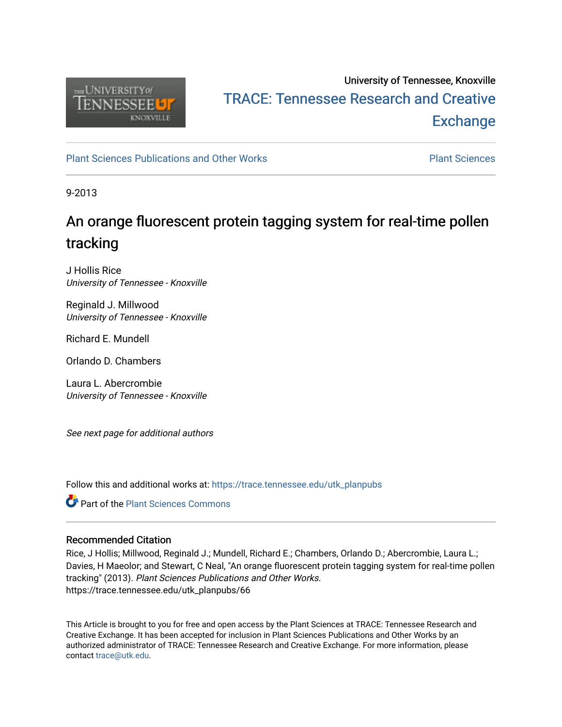University of Tennessee, Knoxville

TRACE: Tennessee Research and Creative Exchange

Plant Sciences Publications and Other Works

Plant Sciences

9-2013

# An orange fluorescent protein tagging system for real-time pollen tracking

J Hollis Rice
*University of Tennessee - Knoxville*

Reginald J. Millwood
*University of Tennessee - Knoxville*

Richard E. Mundell

Orlando D. Chambers

Laura L. Abercrombie
*University of Tennessee - Knoxville*

*See next page for additional authors*

Follow this and additional works at: https://trace.tennessee.edu/utk_planpubs

Part of the Plant Sciences Commons

## Recommended Citation

Rice, J Hollis; Millwood, Reginald J.; Mundell, Richard E.; Chambers, Orlando D.; Abercrombie, Laura L.; Davies, H Maeolor; and Stewart, C Neal, "An orange fluorescent protein tagging system for real-time pollen tracking" (2013). *Plant Sciences Publications and Other Works.*
https://trace.tennessee.edu/utk_planpubs/66

This Article is brought to you for free and open access by the Plant Sciences at TRACE: Tennessee Research and Creative Exchange. It has been accepted for inclusion in Plant Sciences Publications and Other Works by an authorized administrator of TRACE: Tennessee Research and Creative Exchange. For more information, please contact trace@utk.edu.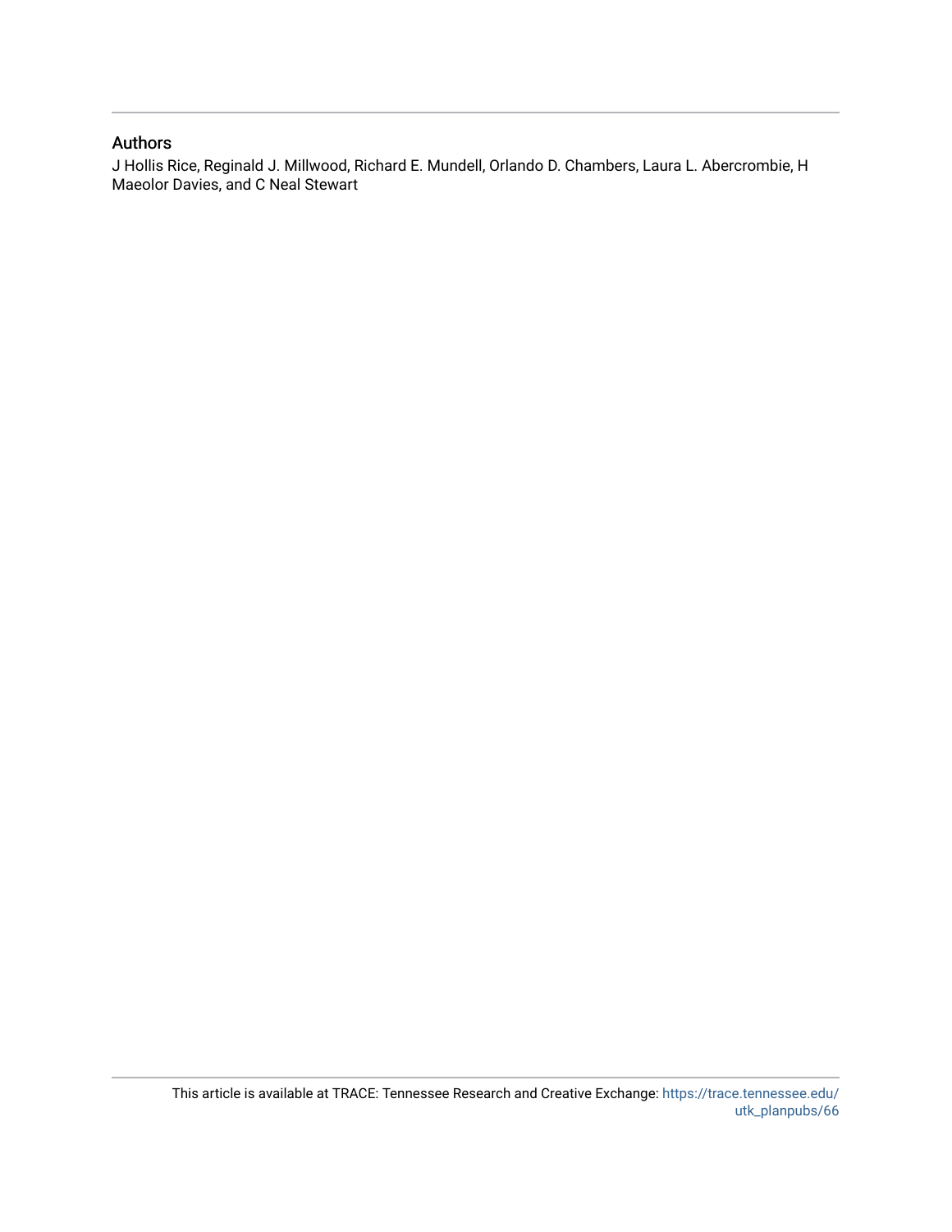## Authors

J Hollis Rice, Reginald J. Millwood, Richard E. Mundell, Orlando D. Chambers, Laura L. Abercrombie, H Maeolor Davies, and C Neal Stewart

This article is available at TRACE: Tennessee Research and Creative Exchange: https://trace.tennessee.edu/utk_planpubs/66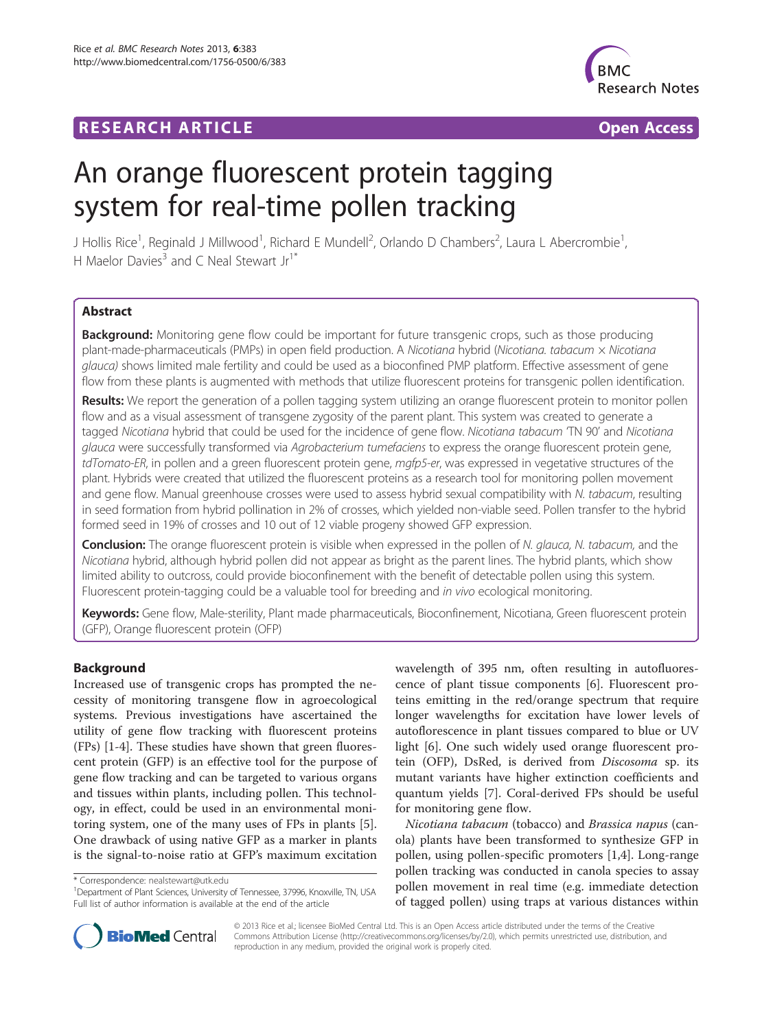# An orange fluorescent protein tagging system for real-time pollen tracking

J Hollis Rice[1], Reginald J Millwood[1], Richard E Mundell[2], Orlando D Chambers[2], Laura L Abercrombie[1], H Maelor Davies[3] and C Neal Stewart Jr[1*]

## Abstract

**Background:** Monitoring gene flow could be important for future transgenic crops, such as those producing plant-made-pharmaceuticals (PMPs) in open field production. A *Nicotiana* hybrid (*Nicotiana. tabacum* × *Nicotiana glauca)* shows limited male fertility and could be used as a bioconfined PMP platform. Effective assessment of gene flow from these plants is augmented with methods that utilize fluorescent proteins for transgenic pollen identification.

**Results:** We report the generation of a pollen tagging system utilizing an orange fluorescent protein to monitor pollen flow and as a visual assessment of transgene zygosity of the parent plant. This system was created to generate a tagged *Nicotiana* hybrid that could be used for the incidence of gene flow. *Nicotiana tabacum* 'TN 90' and *Nicotiana glauca* were successfully transformed via *Agrobacterium tumefaciens* to express the orange fluorescent protein gene, *tdTomato-ER*, in pollen and a green fluorescent protein gene, *mgfp5-er*, was expressed in vegetative structures of the plant. Hybrids were created that utilized the fluorescent proteins as a research tool for monitoring pollen movement and gene flow. Manual greenhouse crosses were used to assess hybrid sexual compatibility with *N. tabacum*, resulting in seed formation from hybrid pollination in 2% of crosses, which yielded non-viable seed. Pollen transfer to the hybrid formed seed in 19% of crosses and 10 out of 12 viable progeny showed GFP expression.

**Conclusion:** The orange fluorescent protein is visible when expressed in the pollen of *N. glauca, N. tabacum,* and the *Nicotiana* hybrid, although hybrid pollen did not appear as bright as the parent lines. The hybrid plants, which show limited ability to outcross, could provide bioconfinement with the benefit of detectable pollen using this system. Fluorescent protein-tagging could be a valuable tool for breeding and *in vivo* ecological monitoring.

**Keywords:** Gene flow, Male-sterility, Plant made pharmaceuticals, Bioconfinement, Nicotiana, Green fluorescent protein (GFP), Orange fluorescent protein (OFP)

## Background

Increased use of transgenic crops has prompted the necessity of monitoring transgene flow in agroecological systems. Previous investigations have ascertained the utility of gene flow tracking with fluorescent proteins (FPs) [1-4]. These studies have shown that green fluorescent protein (GFP) is an effective tool for the purpose of gene flow tracking and can be targeted to various organs and tissues within plants, including pollen. This technology, in effect, could be used in an environmental monitoring system, one of the many uses of FPs in plants [5]. One drawback of using native GFP as a marker in plants is the signal-to-noise ratio at GFP's maximum excitation wavelength of 395 nm, often resulting in autofluorescence of plant tissue components [6]. Fluorescent proteins emitting in the red/orange spectrum that require longer wavelengths for excitation have lower levels of autoflorescence in plant tissues compared to blue or UV light [6]. One such widely used orange fluorescent protein (OFP), DsRed, is derived from *Discosoma* sp. its mutant variants have higher extinction coefficients and quantum yields [7]. Coral-derived FPs should be useful for monitoring gene flow.

*Nicotiana tabacum* (tobacco) and *Brassica napus* (canola) plants have been transformed to synthesize GFP in pollen, using pollen-specific promoters [1,4]. Long-range pollen tracking was conducted in canola species to assay pollen movement in real time (e.g. immediate detection of tagged pollen) using traps at various distances within

\* Correspondence: nealstewart@utk.edu
[1]Department of Plant Sciences, University of Tennessee, 37996, Knoxville, TN, USA
Full list of author information is available at the end of the article

© 2013 Rice et al.; licensee BioMed Central Ltd. This is an Open Access article distributed under the terms of the Creative Commons Attribution License (http://creativecommons.org/licenses/by/2.0), which permits unrestricted use, distribution, and reproduction in any medium, provided the original work is properly cited.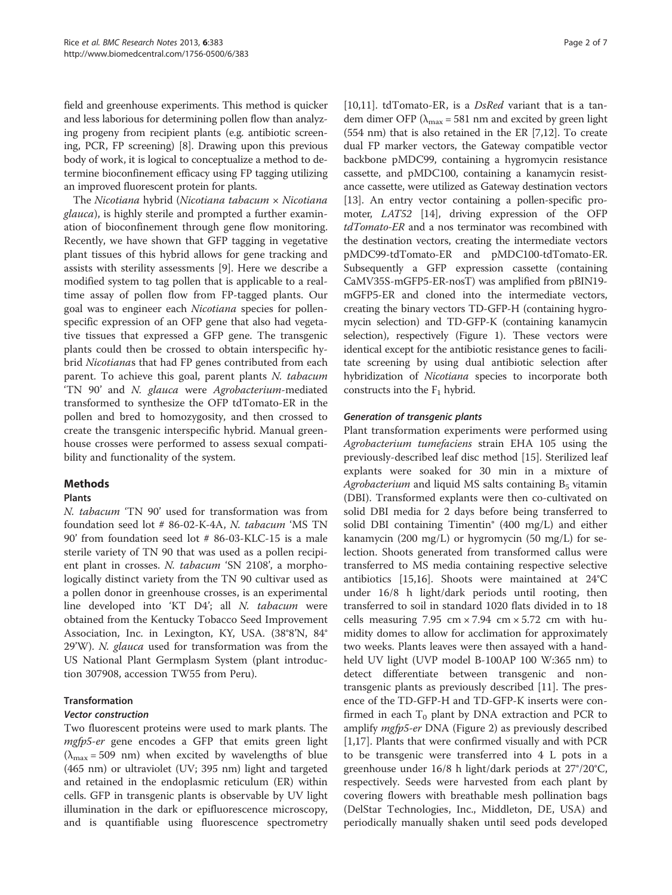field and greenhouse experiments. This method is quicker and less laborious for determining pollen flow than analyzing progeny from recipient plants (e.g. antibiotic screening, PCR, FP screening) [8]. Drawing upon this previous body of work, it is logical to conceptualize a method to determine bioconfinement efficacy using FP tagging utilizing an improved fluorescent protein for plants.

The *Nicotiana* hybrid (*Nicotiana tabacum* × *Nicotiana glauca*), is highly sterile and prompted a further examination of bioconfinement through gene flow monitoring. Recently, we have shown that GFP tagging in vegetative plant tissues of this hybrid allows for gene tracking and assists with sterility assessments [9]. Here we describe a modified system to tag pollen that is applicable to a real-time assay of pollen flow from FP-tagged plants. Our goal was to engineer each *Nicotiana* species for pollen-specific expression of an OFP gene that also had vegetative tissues that expressed a GFP gene. The transgenic plants could then be crossed to obtain interspecific hybrid *Nicotiana*s that had FP genes contributed from each parent. To achieve this goal, parent plants *N. tabacum* 'TN 90' and *N. glauca* were *Agrobacterium*-mediated transformed to synthesize the OFP tdTomato-ER in the pollen and bred to homozygosity, and then crossed to create the transgenic interspecific hybrid. Manual greenhouse crosses were performed to assess sexual compatibility and functionality of the system.

## Methods

### Plants

*N. tabacum* 'TN 90' used for transformation was from foundation seed lot # 86-02-K-4A, *N. tabacum* 'MS TN 90' from foundation seed lot # 86-03-KLC-15 is a male sterile variety of TN 90 that was used as a pollen recipient plant in crosses. *N. tabacum* 'SN 2108', a morphologically distinct variety from the TN 90 cultivar used as a pollen donor in greenhouse crosses, is an experimental line developed into 'KT D4'; all *N. tabacum* were obtained from the Kentucky Tobacco Seed Improvement Association, Inc. in Lexington, KY, USA. (38°8'N, 84° 29'W). *N. glauca* used for transformation was from the US National Plant Germplasm System (plant introduction 307908, accession TW55 from Peru).

### Transformation

#### Vector construction

Two fluorescent proteins were used to mark plants. The *mgfp5-er* gene encodes a GFP that emits green light ($\lambda_{max}$ = 509 nm) when excited by wavelengths of blue (465 nm) or ultraviolet (UV; 395 nm) light and targeted and retained in the endoplasmic reticulum (ER) within cells. GFP in transgenic plants is observable by UV light illumination in the dark or epifluorescence microscopy, and is quantifiable using fluorescence spectrometry [10,11]. tdTomato-ER, is a *DsRed* variant that is a tandem dimer OFP ($\lambda_{max}$ = 581 nm and excited by green light (554 nm) that is also retained in the ER [7,12]. To create dual FP marker vectors, the Gateway compatible vector backbone pMDC99, containing a hygromycin resistance cassette, and pMDC100, containing a kanamycin resistance cassette, were utilized as Gateway destination vectors [13]. An entry vector containing a pollen-specific promoter, *LAT52* [14], driving expression of the OFP *tdTomato-ER* and a nos terminator was recombined with the destination vectors, creating the intermediate vectors pMDC99-tdTomato-ER and pMDC100-tdTomato-ER. Subsequently a GFP expression cassette (containing CaMV35S-mGFP5-ER-nosT) was amplified from pBIN19-mGFP5-ER and cloned into the intermediate vectors, creating the binary vectors TD-GFP-H (containing hygromycin selection) and TD-GFP-K (containing kanamycin selection), respectively (Figure 1). These vectors were identical except for the antibiotic resistance genes to facilitate screening by using dual antibiotic selection after hybridization of *Nicotiana* species to incorporate both constructs into the $F_1$ hybrid.

#### Generation of transgenic plants

Plant transformation experiments were performed using *Agrobacterium tumefaciens* strain EHA 105 using the previously-described leaf disc method [15]. Sterilized leaf explants were soaked for 30 min in a mixture of *Agrobacterium* and liquid MS salts containing $B_5$ vitamin (DBI). Transformed explants were then co-cultivated on solid DBI media for 2 days before being transferred to solid DBI containing Timentin® (400 mg/L) and either kanamycin (200 mg/L) or hygromycin (50 mg/L) for selection. Shoots generated from transformed callus were transferred to MS media containing respective selective antibiotics [15,16]. Shoots were maintained at 24°C under 16/8 h light/dark periods until rooting, then transferred to soil in standard 1020 flats divided in to 18 cells measuring 7.95 cm × 7.94 cm × 5.72 cm with humidity domes to allow for acclimation for approximately two weeks. Plants leaves were then assayed with a handheld UV light (UVP model B-100AP 100 W:365 nm) to detect differentiate between transgenic and nontransgenic plants as previously described [11]. The presence of the TD-GFP-H and TD-GFP-K inserts were confirmed in each $T_0$ plant by DNA extraction and PCR to amplify *mgfp5-er* DNA (Figure 2) as previously described [1,17]. Plants that were confirmed visually and with PCR to be transgenic were transferred into 4 L pots in a greenhouse under 16/8 h light/dark periods at 27°/20°C, respectively. Seeds were harvested from each plant by covering flowers with breathable mesh pollination bags (DelStar Technologies, Inc., Middleton, DE, USA) and periodically manually shaken until seed pods developed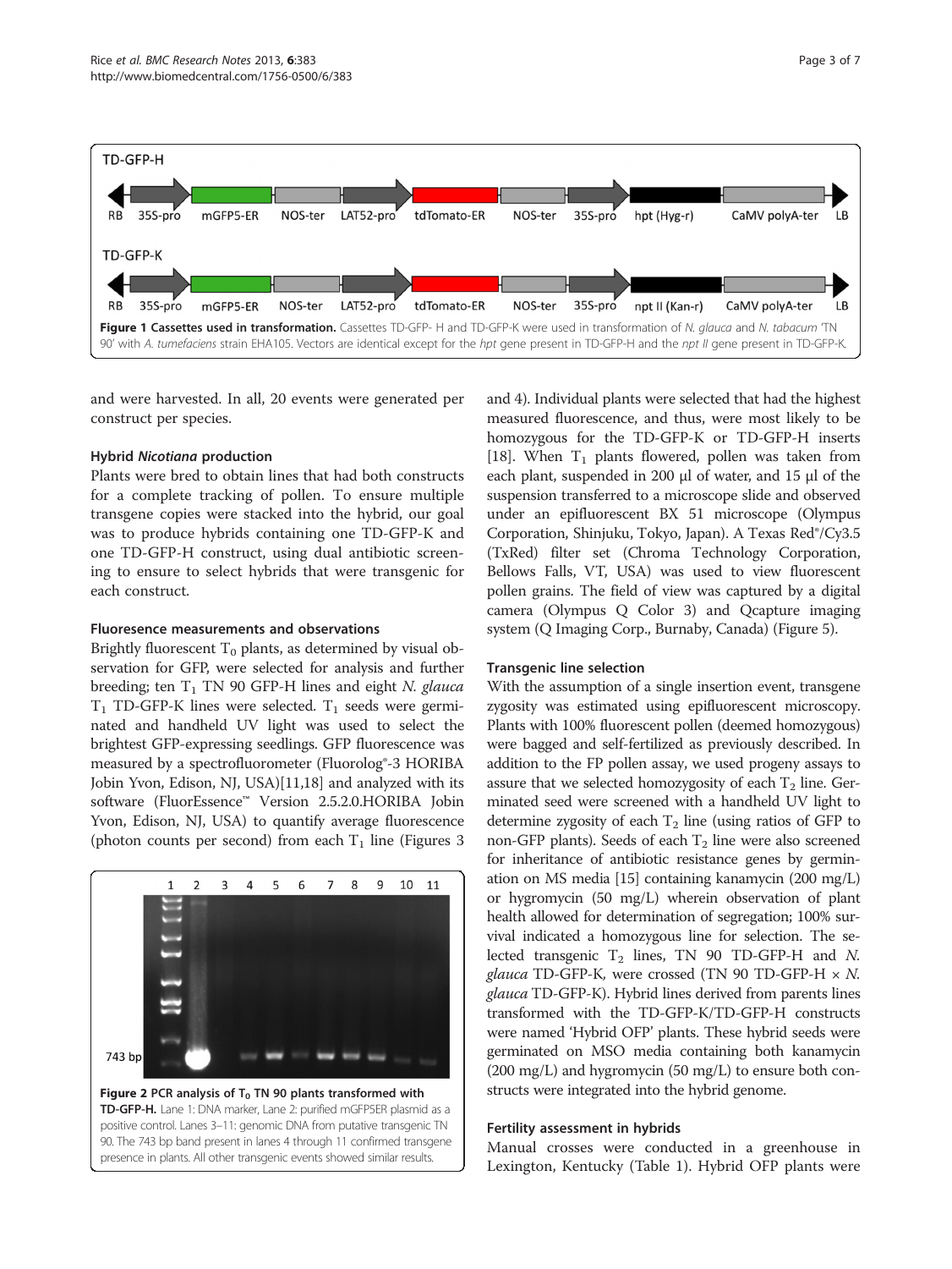Figure 1 **Cassettes used in transformation.** Cassettes TD-GFP- H and TD-GFP-K were used in transformation of *N. glauca* and *N. tabacum* 'TN 90' with *A. tumefaciens* strain EHA105. Vectors are identical except for the *hpt* gene present in TD-GFP-H and the *npt II* gene present in TD-GFP-K.

and were harvested. In all, 20 events were generated per construct per species.

### Hybrid *Nicotiana* production

Plants were bred to obtain lines that had both constructs for a complete tracking of pollen. To ensure multiple transgene copies were stacked into the hybrid, our goal was to produce hybrids containing one TD-GFP-K and one TD-GFP-H construct, using dual antibiotic screening to ensure to select hybrids that were transgenic for each construct.

### Fluoresence measurements and observations

Brightly fluorescent $T_0$ plants, as determined by visual observation for GFP, were selected for analysis and further breeding; ten $T_1$ TN 90 GFP-H lines and eight *N. glauca* $T_1$ TD-GFP-K lines were selected. $T_1$ seeds were germinated and handheld UV light was used to select the brightest GFP-expressing seedlings. GFP fluorescence was measured by a spectrofluorometer (Fluorolog®-3 HORIBA Jobin Yvon, Edison, NJ, USA)[11,18] and analyzed with its software (FluorEssence™ Version 2.5.2.0.HORIBA Jobin Yvon, Edison, NJ, USA) to quantify average fluorescence (photon counts per second) from each $T_1$ line (Figures 3 and 4). Individual plants were selected that had the highest measured fluorescence, and thus, were most likely to be homozygous for the TD-GFP-K or TD-GFP-H inserts [18]. When $T_1$ plants flowered, pollen was taken from each plant, suspended in 200 μl of water, and 15 μl of the suspension transferred to a microscope slide and observed under an epifluorescent BX 51 microscope (Olympus Corporation, Shinjuku, Tokyo, Japan). A Texas Red®/Cy3.5 (TxRed) filter set (Chroma Technology Corporation, Bellows Falls, VT, USA) was used to view fluorescent pollen grains. The field of view was captured by a digital camera (Olympus Q Color 3) and Qcapture imaging system (Q Imaging Corp., Burnaby, Canada) (Figure 5).

Figure 2 **PCR analysis of $T_0$ TN 90 plants transformed with TD-GFP-H.** Lane 1: DNA marker, Lane 2: purified mGFP5ER plasmid as a positive control. Lanes 3–11: genomic DNA from putative transgenic TN 90. The 743 bp band present in lanes 4 through 11 confirmed transgene presence in plants. All other transgenic events showed similar results.

### Transgenic line selection

With the assumption of a single insertion event, transgene zygosity was estimated using epifluorescent microscopy. Plants with 100% fluorescent pollen (deemed homozygous) were bagged and self-fertilized as previously described. In addition to the FP pollen assay, we used progeny assays to assure that we selected homozygosity of each $T_2$ line. Germinated seed were screened with a handheld UV light to determine zygosity of each $T_2$ line (using ratios of GFP to non-GFP plants). Seeds of each $T_2$ line were also screened for inheritance of antibiotic resistance genes by germination on MS media [15] containing kanamycin (200 mg/L) or hygromycin (50 mg/L) wherein observation of plant health allowed for determination of segregation; 100% survival indicated a homozygous line for selection. The selected transgenic $T_2$ lines, TN 90 TD-GFP-H and *N. glauca* TD-GFP-K, were crossed (TN 90 TD-GFP-H × *N. glauca* TD-GFP-K). Hybrid lines derived from parents lines transformed with the TD-GFP-K/TD-GFP-H constructs were named 'Hybrid OFP' plants. These hybrid seeds were germinated on MSO media containing both kanamycin (200 mg/L) and hygromycin (50 mg/L) to ensure both constructs were integrated into the hybrid genome.

### Fertility assessment in hybrids

Manual crosses were conducted in a greenhouse in Lexington, Kentucky (Table 1). Hybrid OFP plants were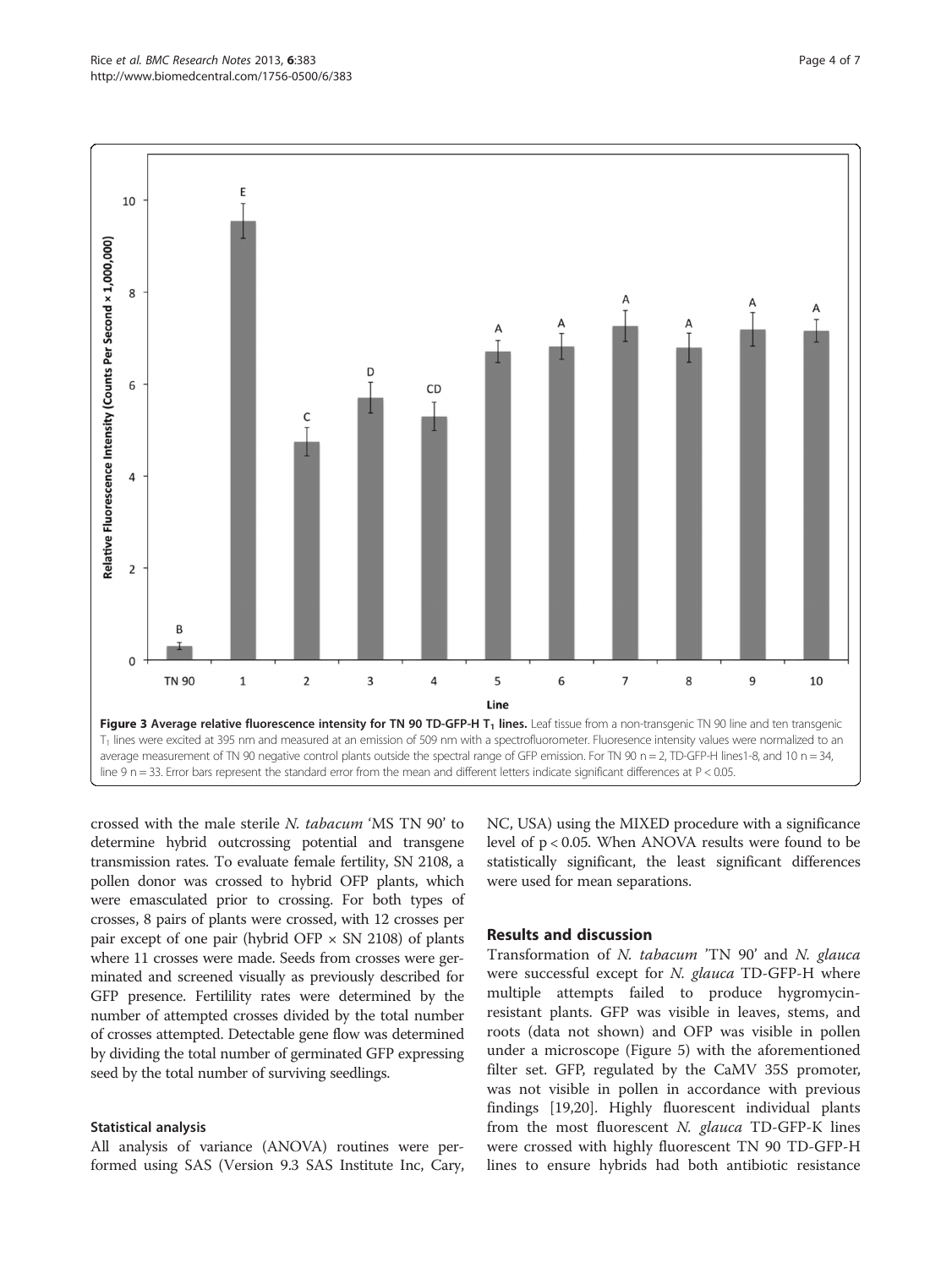**Figure 3 Average relative fluorescence intensity for TN 90 TD-GFP-H $T_1$ lines.** Leaf tissue from a non-transgenic TN 90 line and ten transgenic $T_1$ lines were excited at 395 nm and measured at an emission of 509 nm with a spectrofluorometer. Fluorescence intensity values were normalized to an average measurement of TN 90 negative control plants outside the spectral range of GFP emission. For TN 90 n = 2, TD-GFP-H lines1-8, and 10 n = 34, line 9 n = 33. Error bars represent the standard error from the mean and different letters indicate significant differences at P < 0.05.

crossed with the male sterile *N. tabacum* 'MS TN 90' to determine hybrid outcrossing potential and transgene transmission rates. To evaluate female fertility, SN 2108, a pollen donor was crossed to hybrid OFP plants, which were emasculated prior to crossing. For both types of crosses, 8 pairs of plants were crossed, with 12 crosses per pair except of one pair (hybrid OFP × SN 2108) of plants where 11 crosses were made. Seeds from crosses were germinated and screened visually as previously described for GFP presence. Fertility rates were determined by the number of attempted crosses divided by the total number of crosses attempted. Detectable gene flow was determined by dividing the total number of germinated GFP expressing seed by the total number of surviving seedlings.

### Statistical analysis

All analysis of variance (ANOVA) routines were performed using SAS (Version 9.3 SAS Institute Inc, Cary, NC, USA) using the MIXED procedure with a significance level of $p < 0.05$. When ANOVA results were found to be statistically significant, the least significant differences were used for mean separations.

## Results and discussion

Transformation of *N. tabacum* 'TN 90' and *N. glauca* were successful except for *N. glauca* TD-GFP-H where multiple attempts failed to produce hygromycin-resistant plants. GFP was visible in leaves, stems, and roots (data not shown) and OFP was visible in pollen under a microscope (Figure 5) with the aforementioned filter set. GFP, regulated by the CaMV 35S promoter, was not visible in pollen in accordance with previous findings [19,20]. Highly fluorescent individual plants from the most fluorescent *N. glauca* TD-GFP-K lines were crossed with highly fluorescent TN 90 TD-GFP-H lines to ensure hybrids had both antibiotic resistance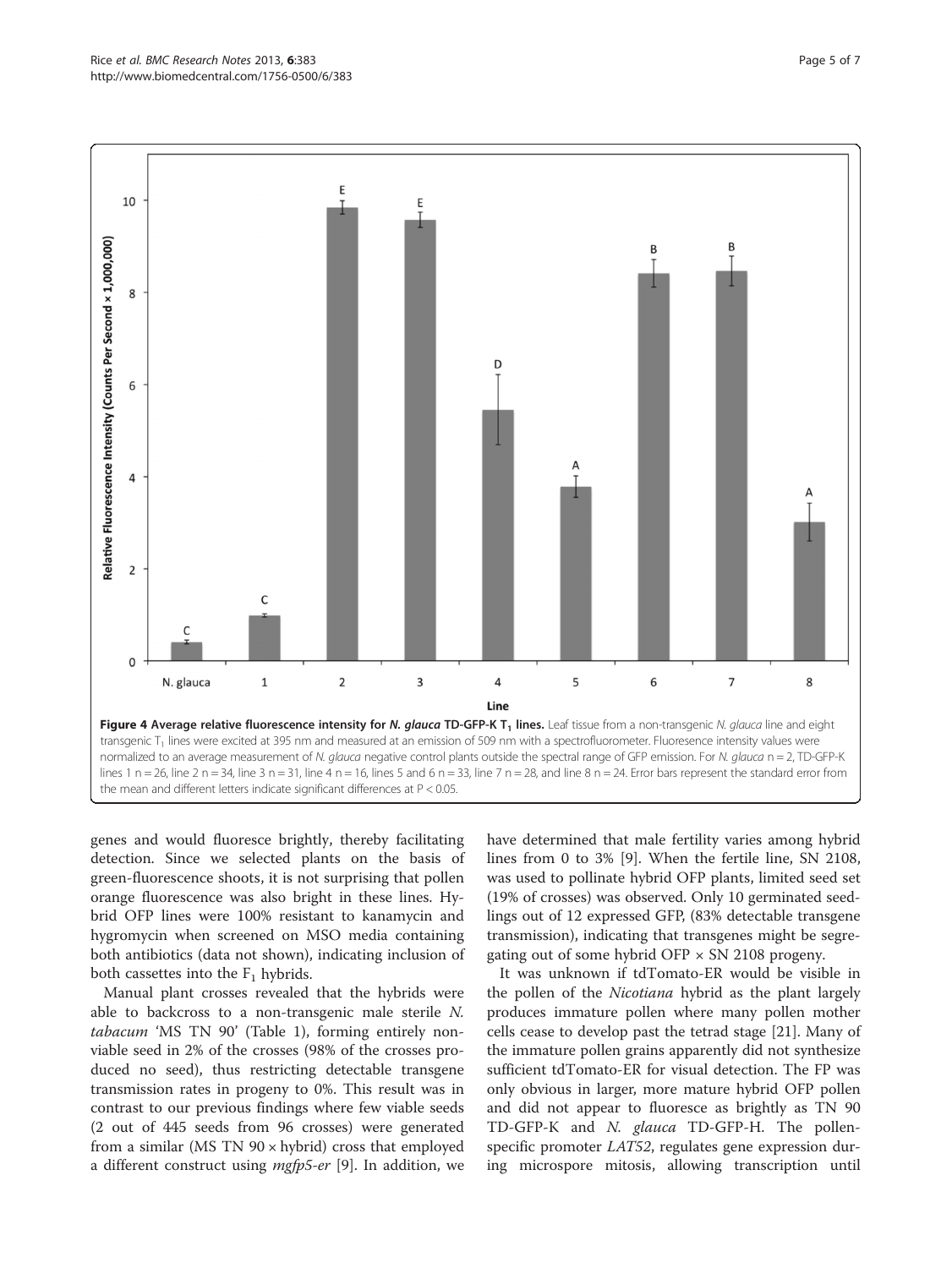**Figure 4 Average relative fluorescence intensity for *N. glauca* TD-GFP-K $T_1$ lines.** Leaf tissue from a non-transgenic *N. glauca* line and eight transgenic $T_1$ lines were excited at 395 nm and measured at an emission of 509 nm with a spectrofluorometer. Fluoresence intensity values were normalized to an average measurement of *N. glauca* negative control plants outside the spectral range of GFP emission. For *N. glauca* n = 2, TD-GFP-K lines 1 n = 26, line 2 n = 34, line 3 n = 31, line 4 n = 16, lines 5 and 6 n = 33, line 7 n = 28, and line 8 n = 24. Error bars represent the standard error from the mean and different letters indicate significant differences at P < 0.05.

genes and would fluoresce brightly, thereby facilitating detection. Since we selected plants on the basis of green-fluorescence shoots, it is not surprising that pollen orange fluorescence was also bright in these lines. Hybrid OFP lines were 100% resistant to kanamycin and hygromycin when screened on MSO media containing both antibiotics (data not shown), indicating inclusion of both cassettes into the $F_1$ hybrids.

Manual plant crosses revealed that the hybrids were able to backcross to a non-transgenic male sterile *N. tabacum* 'MS TN 90' (Table 1), forming entirely non-viable seed in 2% of the crosses (98% of the crosses produced no seed), thus restricting detectable transgene transmission rates in progeny to 0%. This result was in contrast to our previous findings where few viable seeds (2 out of 445 seeds from 96 crosses) were generated from a similar (MS TN 90 × hybrid) cross that employed a different construct using *mgfp5-er* [9]. In addition, we have determined that male fertility varies among hybrid lines from 0 to 3% [9]. When the fertile line, SN 2108, was used to pollinate hybrid OFP plants, limited seed set (19% of crosses) was observed. Only 10 germinated seedlings out of 12 expressed GFP, (83% detectable transgene transmission), indicating that transgenes might be segregating out of some hybrid OFP × SN 2108 progeny.

It was unknown if tdTomato-ER would be visible in the pollen of the *Nicotiana* hybrid as the plant largely produces immature pollen where many pollen mother cells cease to develop past the tetrad stage [21]. Many of the immature pollen grains apparently did not synthesize sufficient tdTomato-ER for visual detection. The FP was only obvious in larger, more mature hybrid OFP pollen and did not appear to fluoresce as brightly as TN 90 TD-GFP-K and *N. glauca* TD-GFP-H. The pollen-specific promoter *LAT52*, regulates gene expression during microspore mitosis, allowing transcription until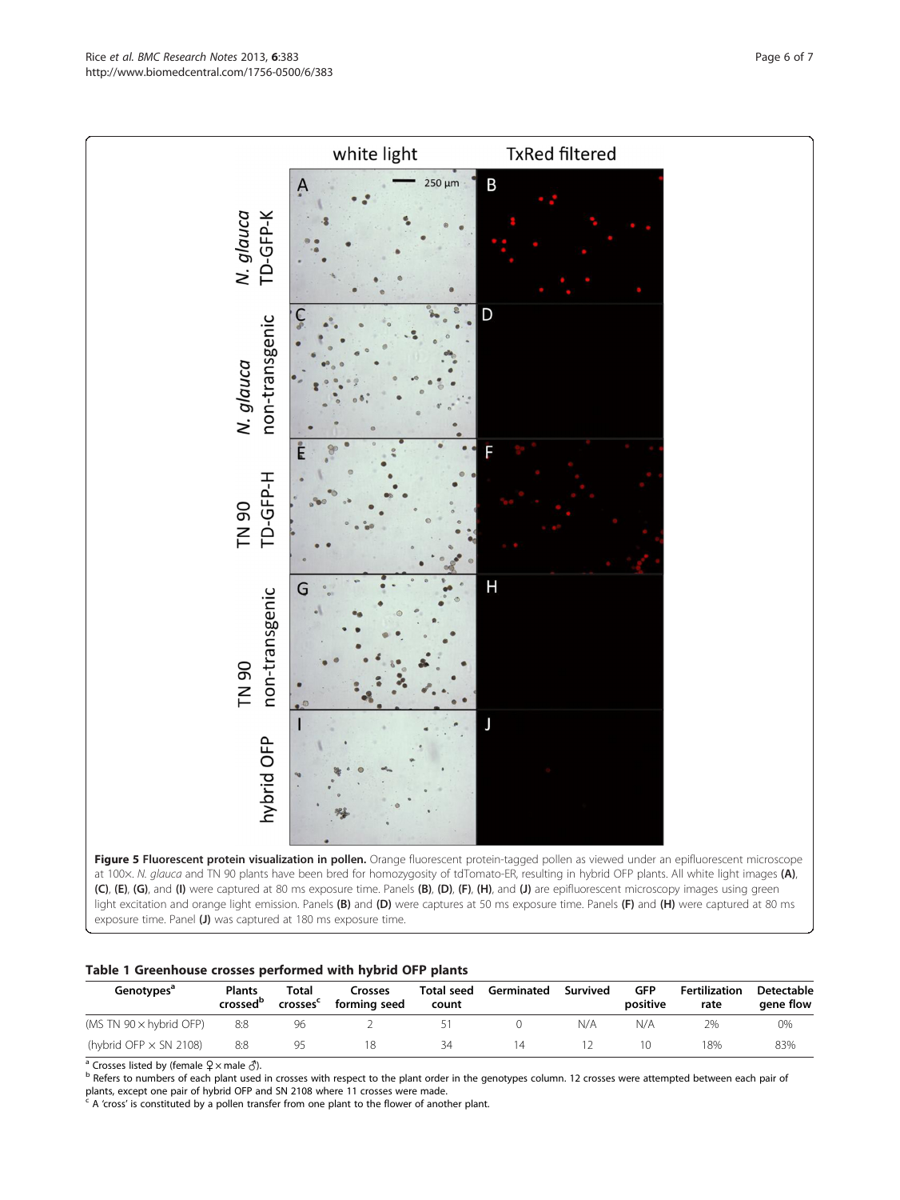**Figure 5 Fluorescent protein visualization in pollen.** Orange fluorescent protein-tagged pollen as viewed under an epifluorescent microscope at 100×. *N. glauca* and TN 90 plants have been bred for homozygosity of tdTomato-ER, resulting in hybrid OFP plants. All white light images **(A)**, **(C)**, **(E)**, **(G)**, and **(I)** were captured at 80 ms exposure time. Panels **(B)**, **(D)**, **(F)**, **(H)**, and **(J)** are epifluorescent microscopy images using green light excitation and orange light emission. Panels **(B)** and **(D)** were captures at 50 ms exposure time. Panels **(F)** and **(H)** were captured at 80 ms exposure time. Panel **(J)** was captured at 180 ms exposure time.

**Table 1 Greenhouse crosses performed with hybrid OFP plants**

| Genotypes[a] | Plants crossed[b] | Total crosses[c] | Crosses forming seed | Total seed count | Germinated | Survived | GFP positive | Fertilization rate | Detectable gene flow |
|---|---|---|---|---|---|---|---|---|---|
| (MS TN 90 × hybrid OFP) | 8:8 | 96 | 2 | 51 | 0 | N/A | N/A | 2% | 0% |
| (hybrid OFP × SN 2108) | 8:8 | 95 | 18 | 34 | 14 | 12 | 10 | 18% | 83% |

[a] Crosses listed by (female ♀ × male ♂).
[b] Refers to numbers of each plant used in crosses with respect to the plant order in the genotypes column. 12 crosses were attempted between each pair of plants, except one pair of hybrid OFP and SN 2108 where 11 crosses were made.
[c] A 'cross' is constituted by a pollen transfer from one plant to the flower of another plant.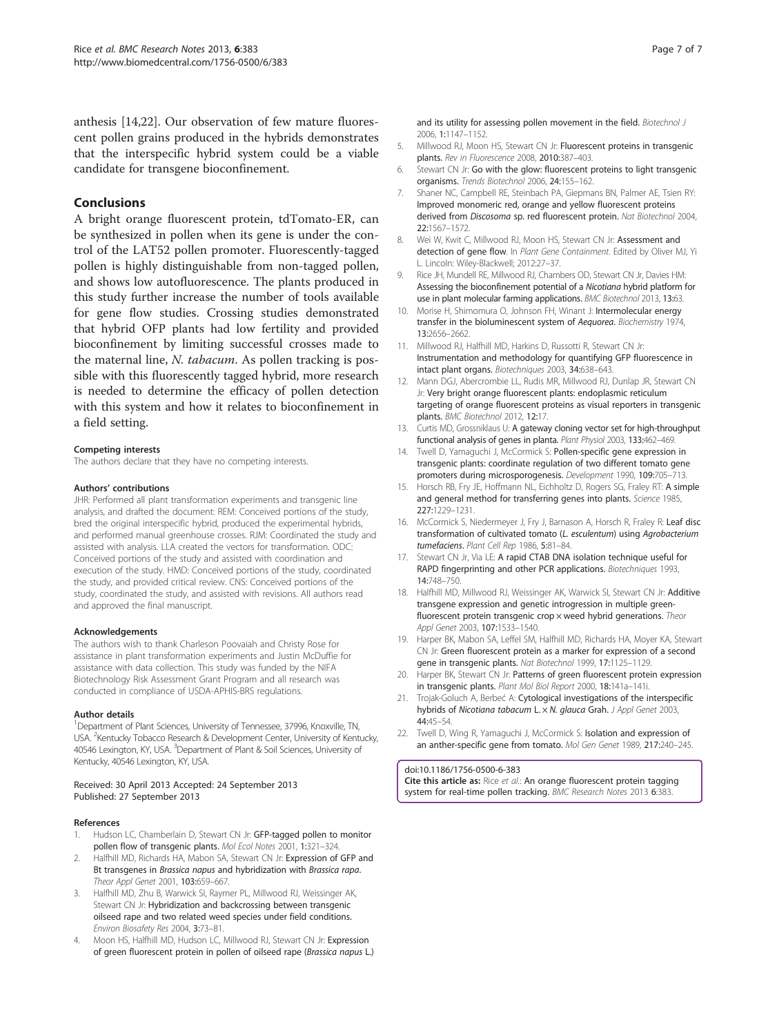anthesis [14,22]. Our observation of few mature fluorescent pollen grains produced in the hybrids demonstrates that the interspecific hybrid system could be a viable candidate for transgene bioconfinement.

## Conclusions

A bright orange fluorescent protein, tdTomato-ER, can be synthesized in pollen when its gene is under the control of the LAT52 pollen promoter. Fluorescently-tagged pollen is highly distinguishable from non-tagged pollen, and shows low autofluorescence. The plants produced in this study further increase the number of tools available for gene flow studies. Crossing studies demonstrated that hybrid OFP plants had low fertility and provided bioconfinement by limiting successful crosses made to the maternal line, *N. tabacum*. As pollen tracking is possible with this fluorescently tagged hybrid, more research is needed to determine the efficacy of pollen detection with this system and how it relates to bioconfinement in a field setting.

#### Competing interests

The authors declare that they have no competing interests.

#### Authors' contributions

JHR: Performed all plant transformation experiments and transgenic line analysis, and drafted the document: REM: Conceived portions of the study, bred the original interspecific hybrid, produced the experimental hybrids, and performed manual greenhouse crosses. RJM: Coordinated the study and assisted with analysis. LLA created the vectors for transformation. ODC: Conceived portions of the study and assisted with coordination and execution of the study. HMD: Conceived portions of the study, coordinated the study, and provided critical review. CNS: Conceived portions of the study, coordinated the study, and assisted with revisions. All authors read and approved the final manuscript.

#### Acknowledgements

The authors wish to thank Charleson Poovaiah and Christy Rose for assistance in plant transformation experiments and Justin McDuffie for assistance with data collection. This study was funded by the NIFA Biotechnology Risk Assessment Grant Program and all research was conducted in compliance of USDA-APHIS-BRS regulations.

#### Author details

[1]Department of Plant Sciences, University of Tennessee, 37996, Knoxville, TN, USA. [2]Kentucky Tobacco Research & Development Center, University of Kentucky, 40546 Lexington, KY, USA. [3]Department of Plant & Soil Sciences, University of Kentucky, 40546 Lexington, KY, USA.

Received: 30 April 2013 Accepted: 24 September 2013
Published: 27 September 2013

#### References

1. Hudson LC, Chamberlain D, Stewart CN Jr: **GFP-tagged pollen to monitor pollen flow of transgenic plants.** *Mol Ecol Notes* 2001, **1:**321–324.
2. Halfhill MD, Richards HA, Mabon SA, Stewart CN Jr: **Expression of GFP and Bt transgenes in *Brassica napus* and hybridization with *Brassica rapa*.** *Theor Appl Genet* 2001, **103:**659–667.
3. Halfhill MD, Zhu B, Warwick SI, Raymer PL, Millwood RJ, Weissinger AK, Stewart CN Jr: **Hybridization and backcrossing between transgenic oilseed rape and two related weed species under field conditions.** *Environ Biosafety Res* 2004, **3:**73–81.
4. Moon HS, Halfhill MD, Hudson LC, Millwood RJ, Stewart CN Jr: **Expression of green fluorescent protein in pollen of oilseed rape (*Brassica napus* L.) and its utility for assessing pollen movement in the field.** *Biotechnol J* 2006, **1:**1147–1152.
5. Millwood RJ, Moon HS, Stewart CN Jr: **Fluorescent proteins in transgenic plants.** *Rev in Fluorescence* 2008, **2010:**387–403.
6. Stewart CN Jr: **Go with the glow: fluorescent proteins to light transgenic organisms.** *Trends Biotechnol* 2006, **24:**155–162.
7. Shaner NC, Campbell RE, Steinbach PA, Giepmans BN, Palmer AE, Tsien RY: **Improved monomeric red, orange and yellow fluorescent proteins derived from *Discosoma* sp. red fluorescent protein.** *Nat Biotechnol* 2004, **22:**1567–1572.
8. Wei W, Kwit C, Millwood RJ, Moon HS, Stewart CN Jr: **Assessment and detection of gene flow.** In *Plant Gene Containment.* Edited by Oliver MJ, Yi L. Lincoln: Wiley-Blackwell; 2012:27–37.
9. Rice JH, Mundell RE, Millwood RJ, Chambers OD, Stewart CN Jr, Davies HM: **Assessing the bioconfinement potential of a *Nicotiana* hybrid platform for use in plant molecular farming applications.** *BMC Biotechnol* 2013, **13:**63.
10. Morise H, Shimomura O, Johnson FH, Winant J: **Intermolecular energy transfer in the bioluminescent system of *Aequorea*.** *Biochemistry* 1974, **13:**2656–2662.
11. Millwood RJ, Halfhill MD, Harkins D, Russotti R, Stewart CN Jr: **Instrumentation and methodology for quantifying GFP fluorescence in intact plant organs.** *Biotechniques* 2003, **34:**638–643.
12. Mann DGJ, Abercrombie LL, Rudis MR, Millwood RJ, Dunlap JR, Stewart CN Jr: **Very bright orange fluorescent plants: endoplasmic reticulum targeting of orange fluorescent proteins as visual reporters in transgenic plants.** *BMC Biotechnol* 2012, **12:**17.
13. Curtis MD, Grossniklaus U: **A gateway cloning vector set for high-throughput functional analysis of genes in planta.** *Plant Physiol* 2003, **133:**462–469.
14. Twell D, Yamaguchi J, McCormick S: **Pollen-specific gene expression in transgenic plants: coordinate regulation of two different tomato gene promoters during microsporogenesis.** *Development* 1990, **109:**705–713.
15. Horsch RB, Fry JE, Hoffmann NL, Eichholtz D, Rogers SG, Fraley RT: **A simple and general method for transferring genes into plants.** *Science* 1985, **227:**1229–1231.
16. McCormick S, Niedermeyer J, Fry J, Barnason A, Horsch R, Fraley R: **Leaf disc transformation of cultivated tomato (*L. esculentum*) using *Agrobacterium tumefaciens*.** *Plant Cell Rep* 1986, **5:**81–84.
17. Stewart CN Jr, Via LE: **A rapid CTAB DNA isolation technique useful for RAPD fingerprinting and other PCR applications.** *Biotechniques* 1993, **14:**748–750.
18. Halfhill MD, Millwood RJ, Weissinger AK, Warwick SI, Stewart CN Jr: **Additive transgene expression and genetic introgression in multiple green-fluorescent protein transgenic crop × weed hybrid generations.** *Theor Appl Genet* 2003, **107:**1533–1540.
19. Harper BK, Mabon SA, Leffel SM, Halfhill MD, Richards HA, Moyer KA, Stewart CN Jr: **Green fluorescent protein as a marker for expression of a second gene in transgenic plants.** *Nat Biotechnol* 1999, **17:**1125–1129.
20. Harper BK, Stewart CN Jr: **Patterns of green fluorescent protein expression in transgenic plants.** *Plant Mol Biol Report* 2000, **18:**141a–141i.
21. Trojak-Goluch A, Berbeć A: **Cytological investigations of the interspecific hybrids of *Nicotiana tabacum* L. × *N. glauca* Grah.** *J Appl Genet* 2003, **44:**45–54.
22. Twell D, Wing R, Yamaguchi J, McCormick S: **Isolation and expression of an anther-specific gene from tomato.** *Mol Gen Genet* 1989, **217:**240–245.

doi:10.1186/1756-0500-6-383
**Cite this article as:** Rice *et al.*: An orange fluorescent protein tagging system for real-time pollen tracking. *BMC Research Notes* 2013 **6**:383.